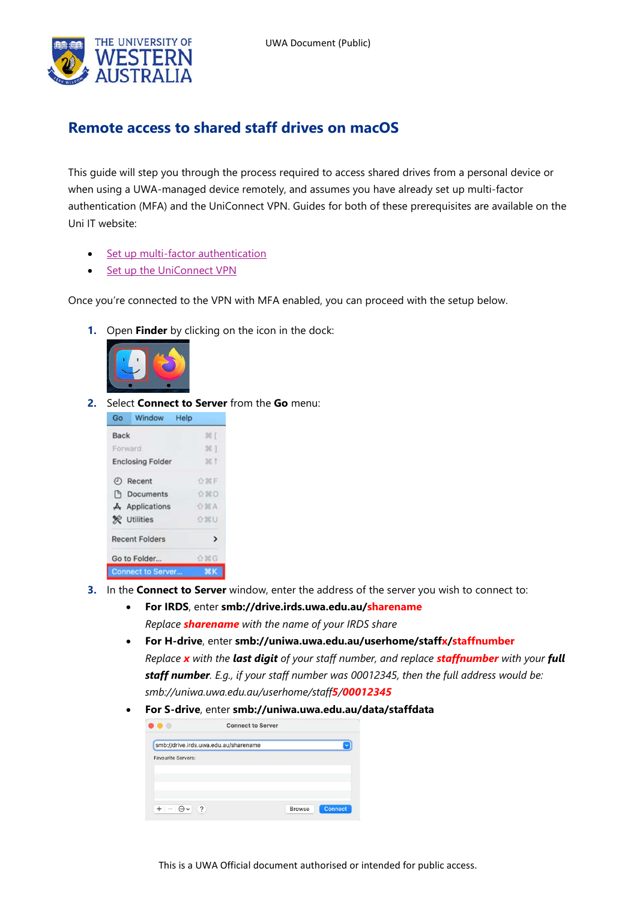# Remote access to shared staff drives on macOS

This guide will step you through the process required to access shared drives from a personal device or when using a UWA-managed device remotely, and assumes you have already set up multi-factor authentication (MFA) and the UniConnect VPN. Guides for both of these prerequisites are available on the Uni IT website:

- Set up multi-factor authentication
- Set up the UniConnect VPN

Once you're connected to the VPN with MFA enabled, you can proceed with the setup below.

1. Open **Finder** by clicking on the icon in the dock:
2. Select **Connect to Server** from the **Go** menu:
3. In the **Connect to Server** window, enter the address of the server you wish to connect to:
   - **For IRDS**, enter **smb://drive.irds.uwa.edu.au/*sharename***
     *Replace **sharename** with the name of your IRDS share*
   - **For H-drive**, enter **smb://uniwa.uwa.edu.au/userhome/staff*x*/*staffnumber***
     *Replace **x** with the **last digit** of your staff number, and replace **staffnumber** with your **full staff number**. E.g., if your staff number was 00012345, then the full address would be: smb://uniwa.uwa.edu.au/userhome/staff**5**/**00012345***
   - **For S-drive**, enter **smb://uniwa.uwa.edu.au/data/staffdata**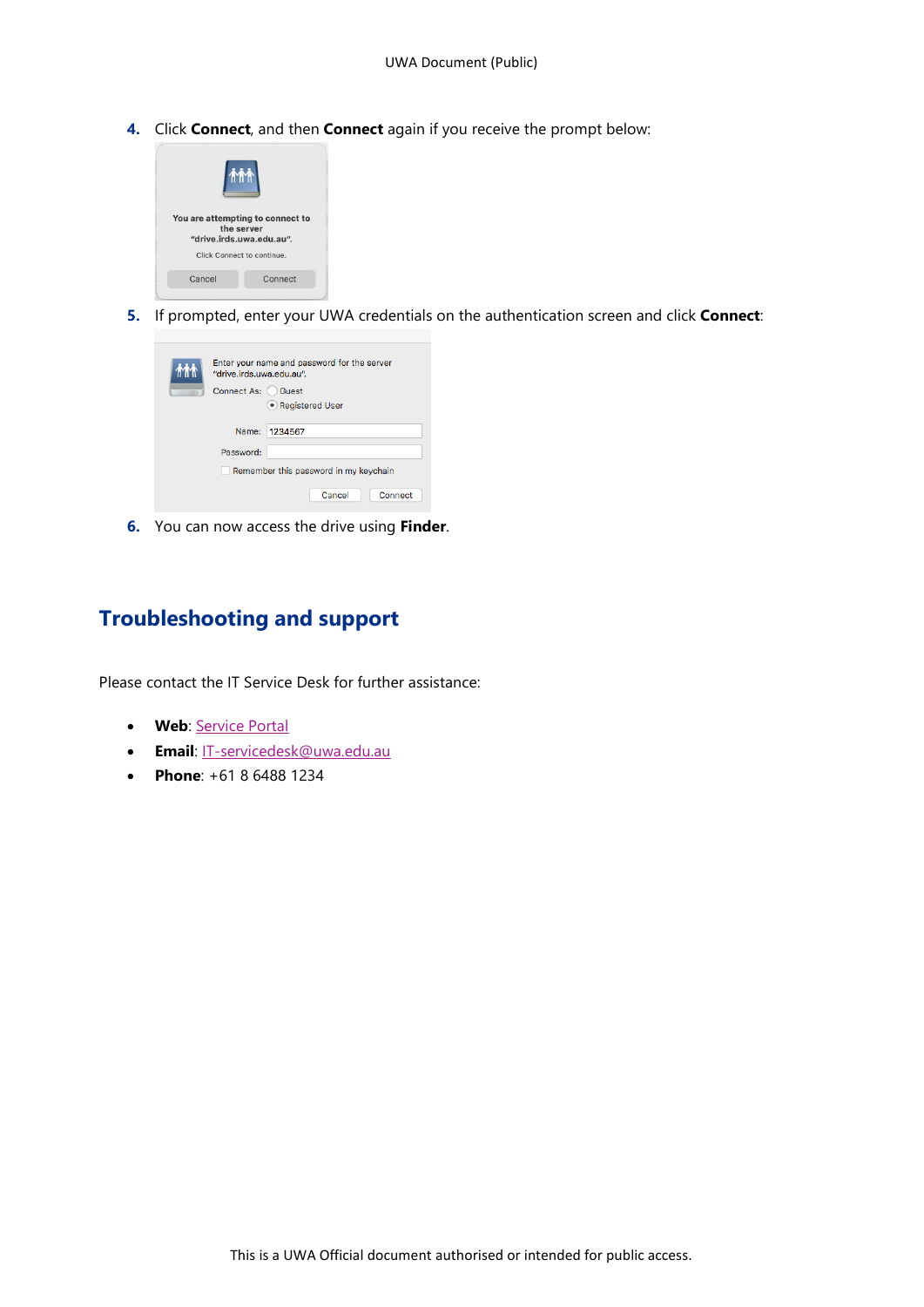4. Click **Connect**, and then **Connect** again if you receive the prompt below:

5. If prompted, enter your UWA credentials on the authentication screen and click **Connect**:

6. You can now access the drive using **Finder**.

## Troubleshooting and support

Please contact the IT Service Desk for further assistance:

- **Web**: Service Portal
- **Email**: IT-servicedesk@uwa.edu.au
- **Phone**: +61 8 6488 1234